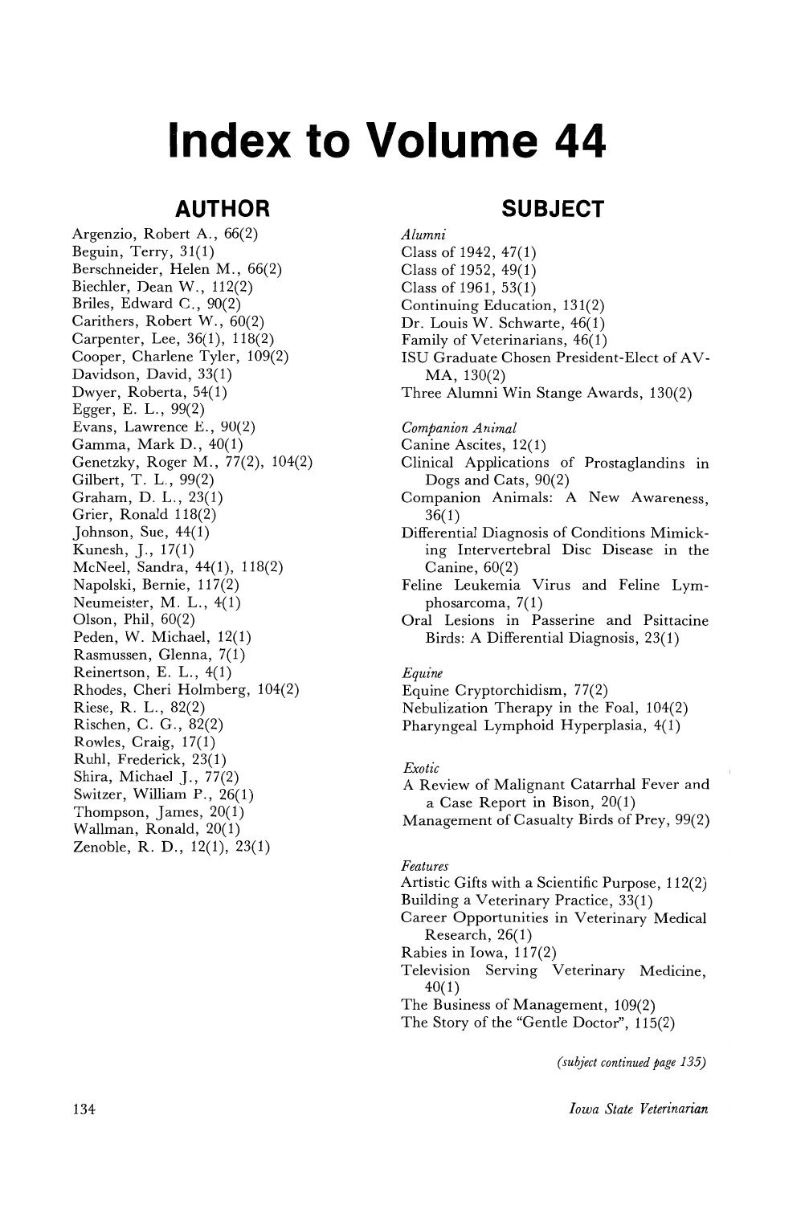# Index to Volume 44

## AUTHOR

Argenzio, Robert A., 66(2)
Beguin, Terry, 31(1)
Berschneider, Helen M., 66(2)
Biechler, Dean W., 112(2)
Briles, Edward C., 90(2)
Carithers, Robert W., 60(2)
Carpenter, Lee, 36(1), 118(2)
Cooper, Charlene Tyler, 109(2)
Davidson, David, 33(1)
Dwyer, Roberta, 54(1)
Egger, E. L., 99(2)
Evans, Lawrence E., 90(2)
Gamma, Mark D., 40(1)
Genetzky, Roger M., 77(2), 104(2)
Gilbert, T. L., 99(2)
Graham, D. L., 23(1)
Grier, Ronald 118(2)
Johnson, Sue, 44(1)
Kunesh, J., 17(1)
McNeel, Sandra, 44(1), 118(2)
Napolski, Bernie, 117(2)
Neumeister, M. L., 4(1)
Olson, Phil, 60(2)
Peden, W. Michael, 12(1)
Rasmussen, Glenna, 7(1)
Reinertson, E. L., 4(1)
Rhodes, Cheri Holmberg, 104(2)
Riese, R. L., 82(2)
Rischen, C. G., 82(2)
Rowles, Craig, 17(1)
Ruhl, Frederick, 23(1)
Shira, Michael J., 77(2)
Switzer, William P., 26(1)
Thompson, James, 20(1)
Wallman, Ronald, 20(1)
Zenoble, R. D., 12(1), 23(1)

## SUBJECT

*Alumni*
Class of 1942, 47(1)
Class of 1952, 49(1)
Class of 1961, 53(1)
Continuing Education, 131(2)
Dr. Louis W. Schwarte, 46(1)
Family of Veterinarians, 46(1)
ISU Graduate Chosen President-Elect of AVMA, 130(2)
Three Alumni Win Stange Awards, 130(2)

*Companion Animal*
Canine Ascites, 12(1)
Clinical Applications of Prostaglandins in Dogs and Cats, 90(2)
Companion Animals: A New Awareness, 36(1)
Differential Diagnosis of Conditions Mimicking Intervertebral Disc Disease in the Canine, 60(2)
Feline Leukemia Virus and Feline Lymphosarcoma, 7(1)
Oral Lesions in Passerine and Psittacine Birds: A Differential Diagnosis, 23(1)

*Equine*
Equine Cryptorchidism, 77(2)
Nebulization Therapy in the Foal, 104(2)
Pharyngeal Lymphoid Hyperplasia, 4(1)

*Exotic*
A Review of Malignant Catarrhal Fever and a Case Report in Bison, 20(1)
Management of Casualty Birds of Prey, 99(2)

*Features*
Artistic Gifts with a Scientific Purpose, 112(2)
Building a Veterinary Practice, 33(1)
Career Opportunities in Veterinary Medical Research, 26(1)
Rabies in Iowa, 117(2)
Television Serving Veterinary Medicine, 40(1)
The Business of Management, 109(2)
The Story of the "Gentle Doctor", 115(2)

*(subject continued page 135)*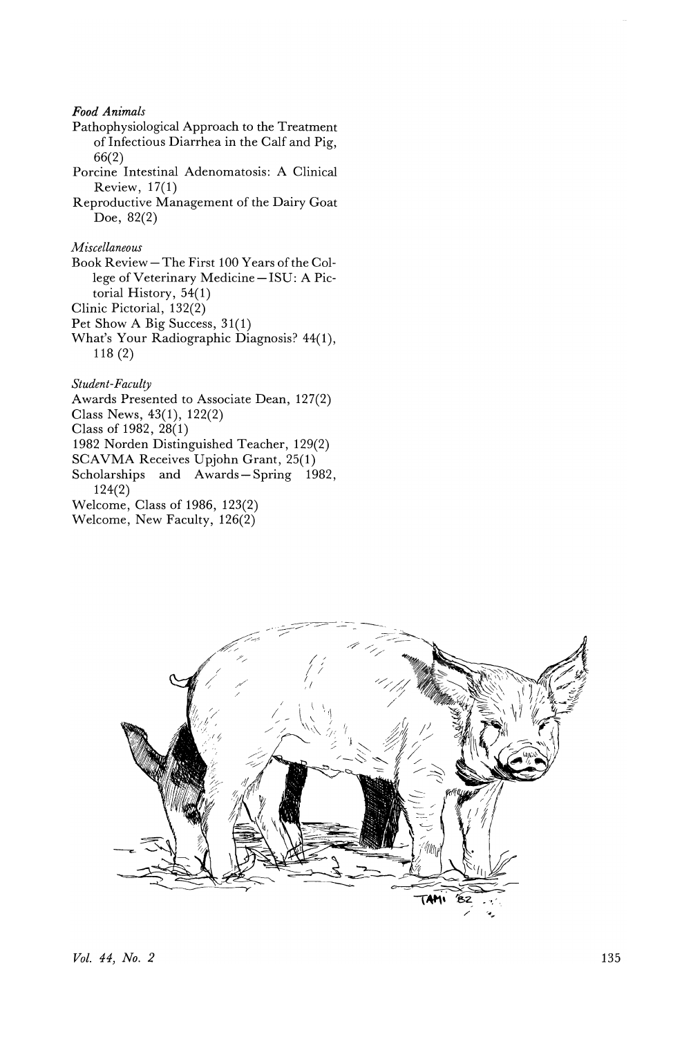*Food Animals*

Pathophysiological Approach to the Treatment of Infectious Diarrhea in the Calf and Pig, 66(2)

Porcine Intestinal Adenomatosis: A Clinical Review, 17(1)

Reproductive Management of the Dairy Goat Doe, 82(2)

*Miscellaneous*

Book Review—The First 100 Years of the College of Veterinary Medicine—ISU: A Pictorial History, 54(1)

Clinic Pictorial, 132(2)

Pet Show A Big Success, 31(1)

What's Your Radiographic Diagnosis? 44(1), 118 (2)

*Student-Faculty*

Awards Presented to Associate Dean, 127(2)

Class News, 43(1), 122(2)

Class of 1982, 28(1)

1982 Norden Distinguished Teacher, 129(2)

SCAVMA Receives Upjohn Grant, 25(1)

Scholarships and Awards—Spring 1982, 124(2)

Welcome, Class of 1986, 123(2)

Welcome, New Faculty, 126(2)